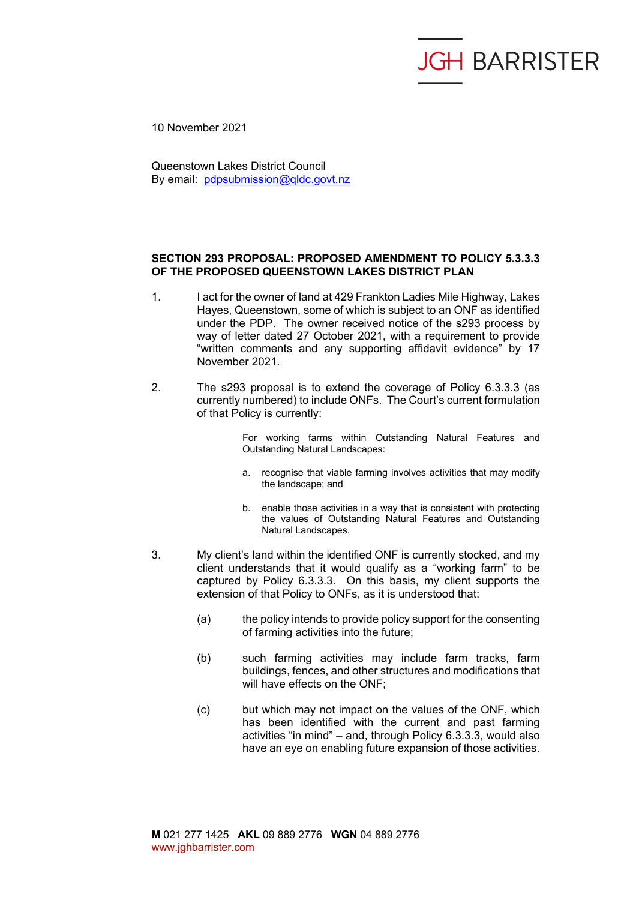JGH BARRISTER

10 November 2021

Queenstown Lakes District Council
By email: pdpsubmission@qldc.govt.nz

**SECTION 293 PROPOSAL: PROPOSED AMENDMENT TO POLICY 5.3.3.3 OF THE PROPOSED QUEENSTOWN LAKES DISTRICT PLAN**

1. I act for the owner of land at 429 Frankton Ladies Mile Highway, Lakes Hayes, Queenstown, some of which is subject to an ONF as identified under the PDP. The owner received notice of the s293 process by way of letter dated 27 October 2021, with a requirement to provide "written comments and any supporting affidavit evidence" by 17 November 2021.

2. The s293 proposal is to extend the coverage of Policy 6.3.3.3 (as currently numbered) to include ONFs. The Court's current formulation of that Policy is currently:

   > For working farms within Outstanding Natural Features and Outstanding Natural Landscapes:
   >
   > a. recognise that viable farming involves activities that may modify the landscape; and
   >
   > b. enable those activities in a way that is consistent with protecting the values of Outstanding Natural Features and Outstanding Natural Landscapes.

3. My client's land within the identified ONF is currently stocked, and my client understands that it would qualify as a "working farm" to be captured by Policy 6.3.3.3. On this basis, my client supports the extension of that Policy to ONFs, as it is understood that:

   (a) the policy intends to provide policy support for the consenting of farming activities into the future;

   (b) such farming activities may include farm tracks, farm buildings, fences, and other structures and modifications that will have effects on the ONF;

   (c) but which may not impact on the values of the ONF, which has been identified with the current and past farming activities "in mind" – and, through Policy 6.3.3.3, would also have an eye on enabling future expansion of those activities.

**M** 021 277 1425 **AKL** 09 889 2776 **WGN** 04 889 2776
www.jghbarrister.com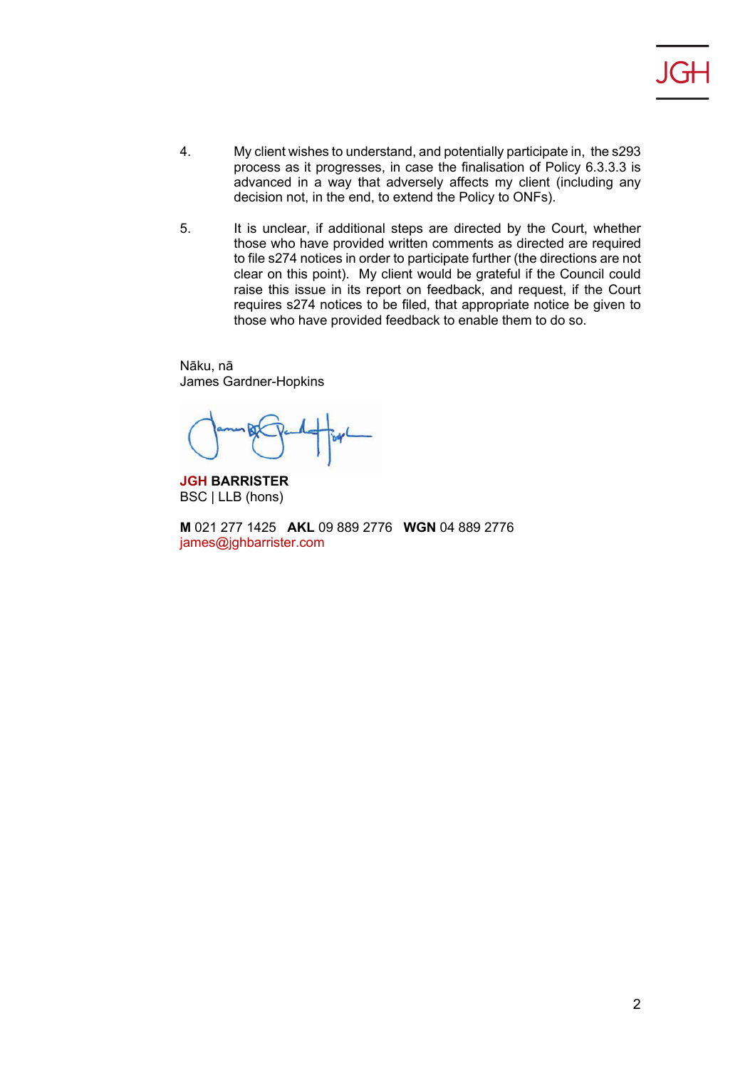4. My client wishes to understand, and potentially participate in, the s293 process as it progresses, in case the finalisation of Policy 6.3.3.3 is advanced in a way that adversely affects my client (including any decision not, in the end, to extend the Policy to ONFs).

5. It is unclear, if additional steps are directed by the Court, whether those who have provided written comments as directed are required to file s274 notices in order to participate further (the directions are not clear on this point). My client would be grateful if the Council could raise this issue in its report on feedback, and request, if the Court requires s274 notices to be filed, that appropriate notice be given to those who have provided feedback to enable them to do so.

Nāku, nā
James Gardner-Hopkins

**JGH BARRISTER**
BSC | LLB (hons)

**M** 021 277 1425 **AKL** 09 889 2776 **WGN** 04 889 2776
james@jghbarrister.com